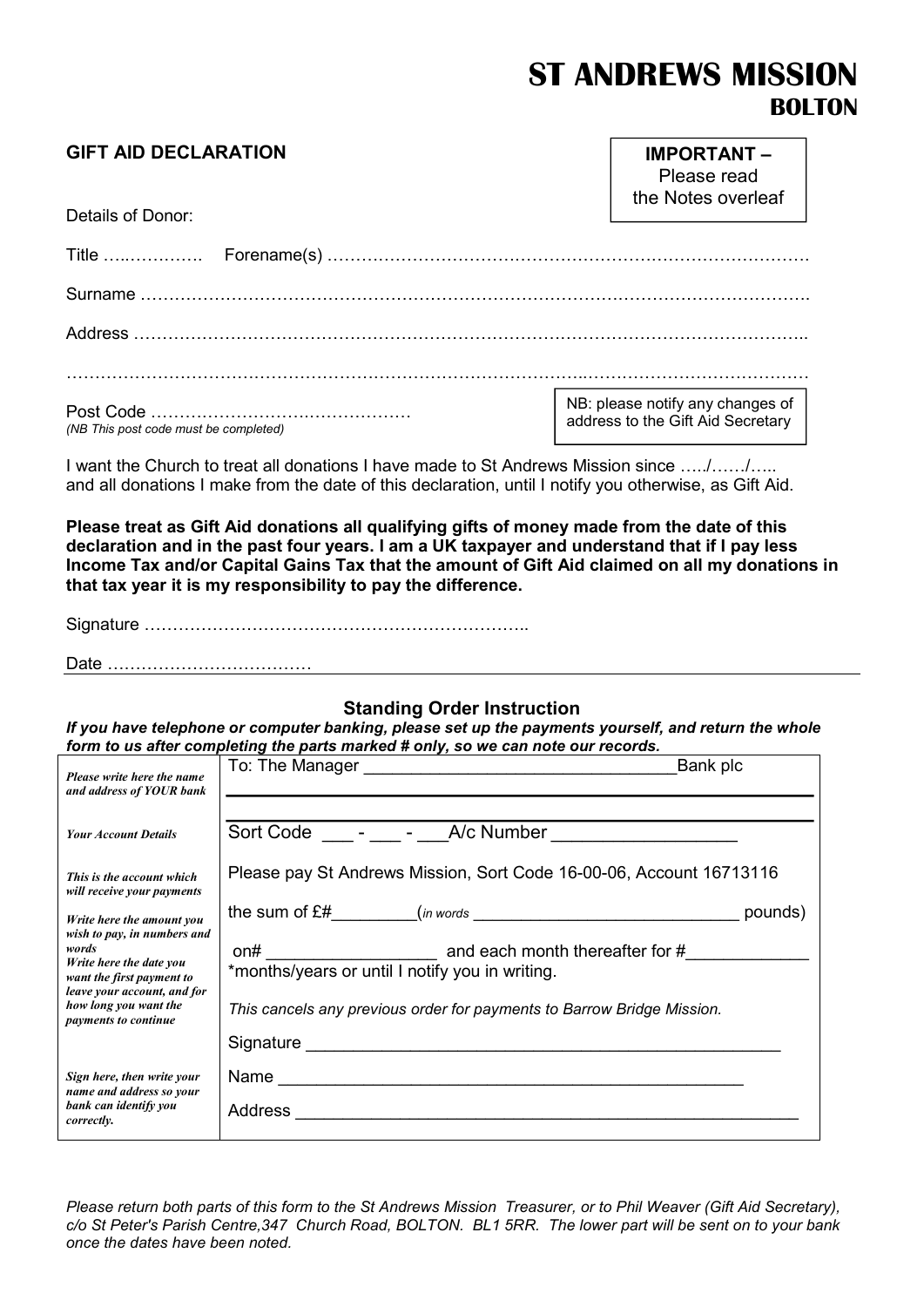# ST ANDREWS MISSION

## BOLTON

### GIFT AID DECLARATION

**IMPORTANT –** Please read the Notes overleaf

Details of Donor:

Title ………………. Forename(s) ……………………………………………………………………………

Surname ……………………………………………………………………………………………………

Address ……………………………………………………………………………………………………..

……………………………………………………………………………………………………………………

Post Code ………………………………………
*(NB This post code must be completed)*

NB: please notify any changes of address to the Gift Aid Secretary

I want the Church to treat all donations I have made to St Andrews Mission since …../……/….. and all donations I make from the date of this declaration, until I notify you otherwise, as Gift Aid.

**Please treat as Gift Aid donations all qualifying gifts of money made from the date of this declaration and in the past four years. I am a UK taxpayer and understand that if I pay less Income Tax and/or Capital Gains Tax that the amount of Gift Aid claimed on all my donations in that tax year it is my responsibility to pay the difference.**

Signature …………………………………………………………..

Date ………………………………

### Standing Order Instruction

***If you have telephone or computer banking, please set up the payments yourself, and return the whole form to us after completing the parts marked # only, so we can note our records.***

| | |
|---|---|
| *Please write here the name and address of YOUR bank* | To: The Manager ________________________________Bank plc<br>______________________________________________________ |
| *Your Account Details* | Sort Code ___ - ___ - ___A/c Number __________________ |
| *This is the account which will receive your payments* | Please pay St Andrews Mission, Sort Code 16-00-06, Account 16713116 |
| *Write here the amount you wish to pay, in numbers and words* | the sum of £#_________(*in words* _____________________________ pounds) |
| *Write here the date you want the first payment to leave your account, and for how long you want the payments to continue* | on# __________________ and each month thereafter for #_____________<br>*months/years or until I notify you in writing. |
| | *This cancels any previous order for payments to Barrow Bridge Mission.* |
| | Signature ____________________________________________________ |
| *Sign here, then write your name and address so your bank can identify you correctly.* | Name _________________________________________________ |
| | Address _______________________________________________________ |

*Please return both parts of this form to the St Andrews Mission Treasurer, or to Phil Weaver (Gift Aid Secretary), c/o St Peter's Parish Centre,347 Church Road, BOLTON. BL1 5RR. The lower part will be sent on to your bank once the dates have been noted.*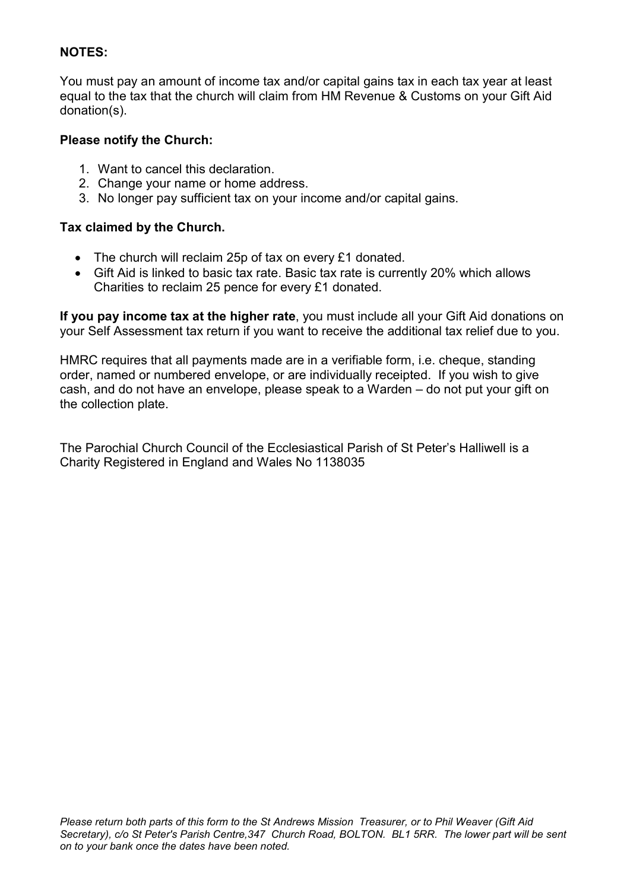**NOTES:**

You must pay an amount of income tax and/or capital gains tax in each tax year at least equal to the tax that the church will claim from HM Revenue & Customs on your Gift Aid donation(s).

**Please notify the Church:**

1. Want to cancel this declaration.
2. Change your name or home address.
3. No longer pay sufficient tax on your income and/or capital gains.

**Tax claimed by the Church.**

- The church will reclaim 25p of tax on every £1 donated.
- Gift Aid is linked to basic tax rate. Basic tax rate is currently 20% which allows Charities to reclaim 25 pence for every £1 donated.

**If you pay income tax at the higher rate**, you must include all your Gift Aid donations on your Self Assessment tax return if you want to receive the additional tax relief due to you.

HMRC requires that all payments made are in a verifiable form, i.e. cheque, standing order, named or numbered envelope, or are individually receipted. If you wish to give cash, and do not have an envelope, please speak to a Warden – do not put your gift on the collection plate.

The Parochial Church Council of the Ecclesiastical Parish of St Peter's Halliwell is a Charity Registered in England and Wales No 1138035

*Please return both parts of this form to the St Andrews Mission Treasurer, or to Phil Weaver (Gift Aid Secretary), c/o St Peter's Parish Centre,347 Church Road, BOLTON. BL1 5RR. The lower part will be sent on to your bank once the dates have been noted.*